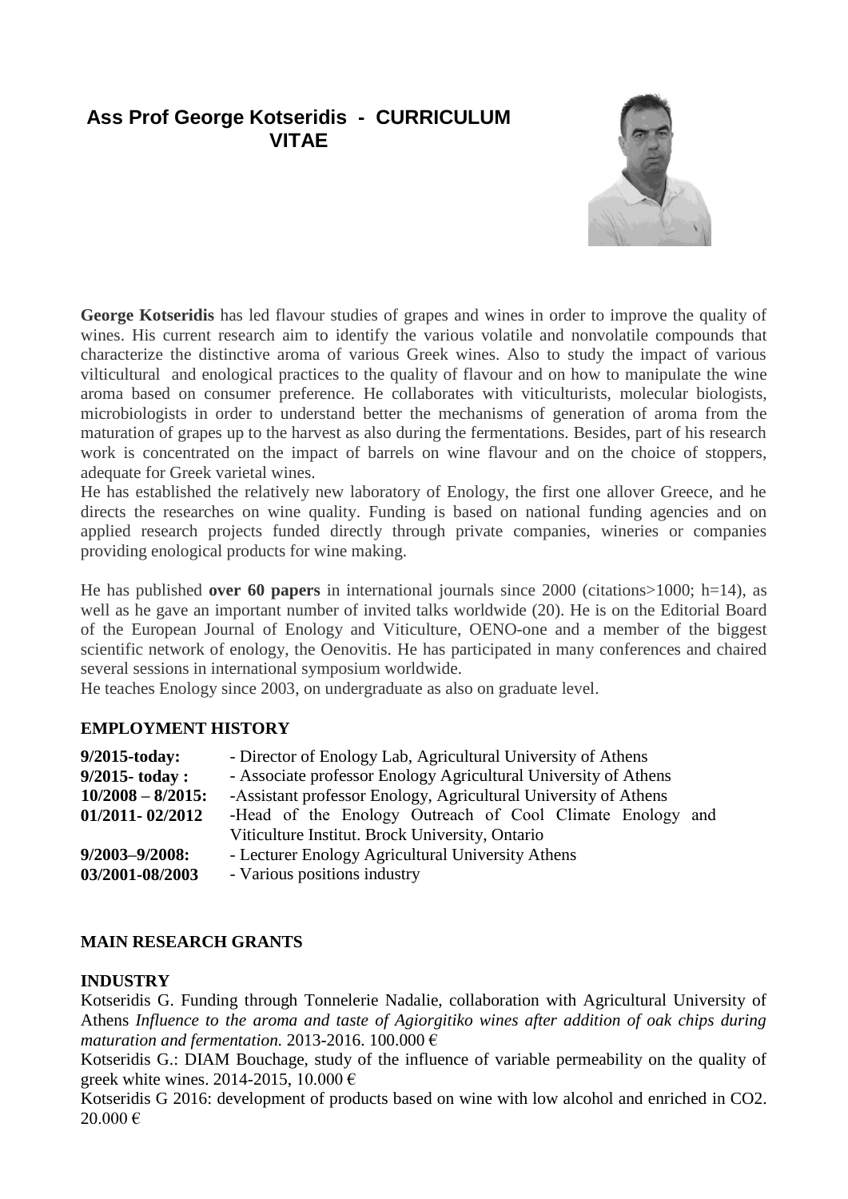# Ass Prof George Kotseridis - CURRICULUM VITAE

**George Kotseridis** has led flavour studies of grapes and wines in order to improve the quality of wines. His current research aim to identify the various volatile and nonvolatile compounds that characterize the distinctive aroma of various Greek wines. Also to study the impact of various vilticultural and enological practices to the quality of flavour and on how to manipulate the wine aroma based on consumer preference. He collaborates with viticulturists, molecular biologists, microbiologists in order to understand better the mechanisms of generation of aroma from the maturation of grapes up to the harvest as also during the fermentations. Besides, part of his research work is concentrated on the impact of barrels on wine flavour and on the choice of stoppers, adequate for Greek varietal wines.

He has established the relatively new laboratory of Enology, the first one allover Greece, and he directs the researches on wine quality. Funding is based on national funding agencies and on applied research projects funded directly through private companies, wineries or companies providing enological products for wine making.

He has published **over 60 papers** in international journals since 2000 (citations>1000; h=14), as well as he gave an important number of invited talks worldwide (20). He is on the Editorial Board of the European Journal of Enology and Viticulture, OENO-one and a member of the biggest scientific network of enology, the Oenovitis. He has participated in many conferences and chaired several sessions in international symposium worldwide.

He teaches Enology since 2003, on undergraduate as also on graduate level.

## EMPLOYMENT HISTORY

| | |
|---|---|
| **9/2015-today:** | - Director of Enology Lab, Agricultural University of Athens |
| **9/2015- today :** | - Associate professor Enology Agricultural University of Athens |
| **10/2008 – 8/2015:** | -Assistant professor Enology, Agricultural University of Athens |
| **01/2011- 02/2012** | -Head of the Enology Outreach of Cool Climate Enology and Viticulture Institut. Brock University, Ontario |
| **9/2003–9/2008:** | - Lecturer Enology Agricultural University Athens |
| **03/2001-08/2003** | - Various positions industry |

## MAIN RESEARCH GRANTS

### INDUSTRY

Kotseridis G. Funding through Tonnelerie Nadalie, collaboration with Agricultural University of Athens *Influence to the aroma and taste of Agiorgitiko wines after addition of oak chips during maturation and fermentation.* 2013-2016. 100.000 €

Kotseridis G.: DIAM Bouchage, study of the influence of variable permeability on the quality of greek white wines. 2014-2015, 10.000 €

Kotseridis G 2016: development of products based on wine with low alcohol and enriched in CO2. 20.000 €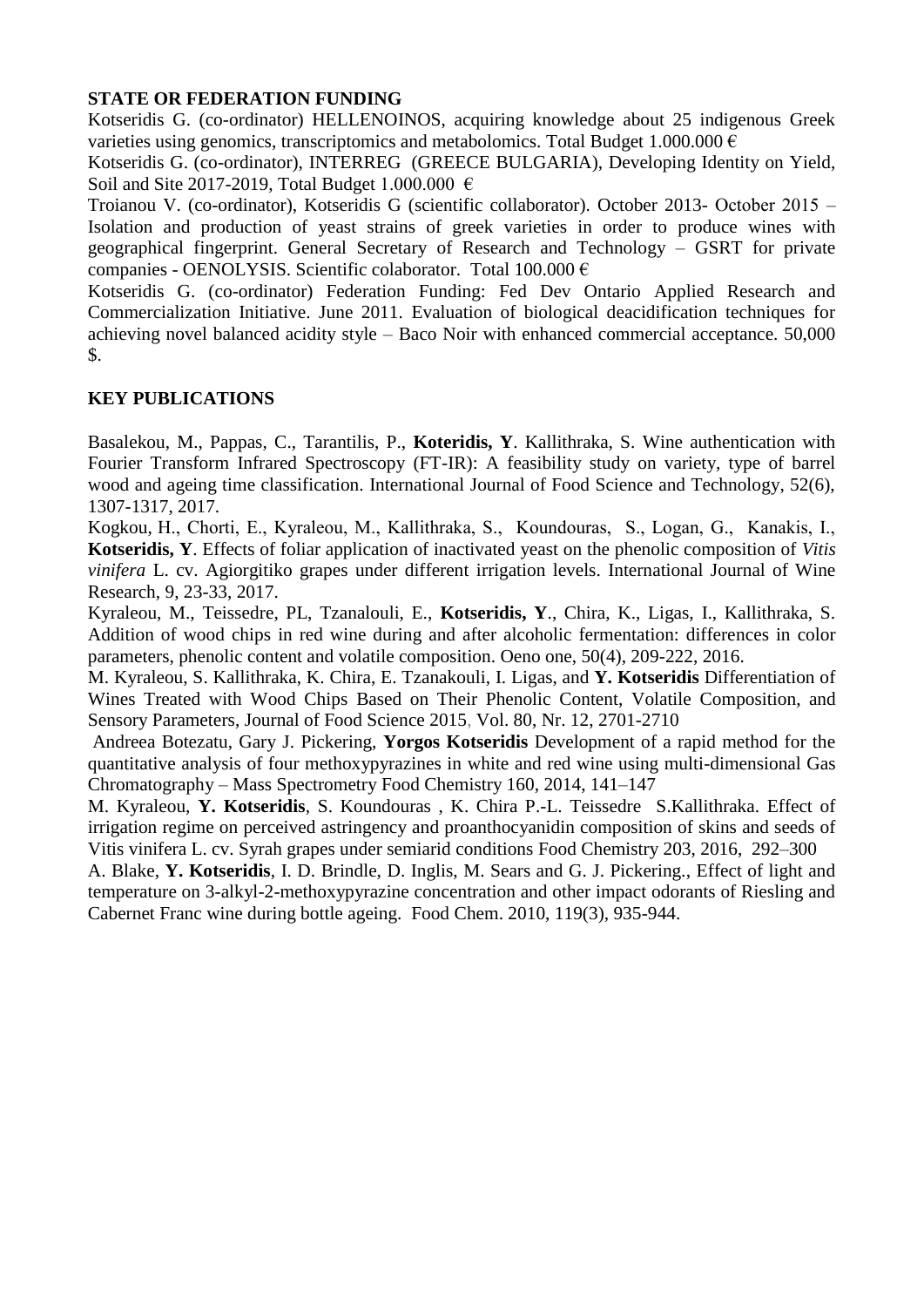**STATE OR FEDERATION FUNDING**

Kotseridis G. (co-ordinator) HELLENOINOS, acquiring knowledge about 25 indigenous Greek varieties using genomics, transcriptomics and metabolomics. Total Budget 1.000.000 €

Kotseridis G. (co-ordinator), INTERREG (GREECE BULGARIA), Developing Identity on Yield, Soil and Site 2017-2019, Total Budget 1.000.000 €

Troianou V. (co-ordinator), Kotseridis G (scientific collaborator). October 2013- October 2015 – Isolation and production of yeast strains of greek varieties in order to produce wines with geographical fingerprint. General Secretary of Research and Technology – GSRT for private companies - OENOLYSIS. Scientific colaborator. Total 100.000 €

Kotseridis G. (co-ordinator) Federation Funding: Fed Dev Ontario Applied Research and Commercialization Initiative. June 2011. Evaluation of biological deacidification techniques for achieving novel balanced acidity style – Baco Noir with enhanced commercial acceptance. 50,000 $.

**KEY PUBLICATIONS**

Basalekou, M., Pappas, C., Tarantilis, P., **Koteridis, Y**. Kallithraka, S. Wine authentication with Fourier Transform Infrared Spectroscopy (FT-IR): A feasibility study on variety, type of barrel wood and ageing time classification. International Journal of Food Science and Technology, 52(6), 1307-1317, 2017.

Kogkou, H., Chorti, E., Kyraleou, M., Kallithraka, S., Koundouras, S., Logan, G., Kanakis, I., **Kotseridis, Y**. Effects of foliar application of inactivated yeast on the phenolic composition of *Vitis vinifera* L. cv. Agiorgitiko grapes under different irrigation levels. International Journal of Wine Research, 9, 23-33, 2017.

Kyraleou, M., Teissedre, PL, Tzanalouli, E., **Kotseridis, Y**., Chira, K., Ligas, I., Kallithraka, S. Addition of wood chips in red wine during and after alcoholic fermentation: differences in color parameters, phenolic content and volatile composition. Oeno one, 50(4), 209-222, 2016.

M. Kyraleou, S. Kallithraka, K. Chira, E. Tzanakouli, I. Ligas, and **Y. Kotseridis** Differentiation of Wines Treated with Wood Chips Based on Their Phenolic Content, Volatile Composition, and Sensory Parameters, Journal of Food Science 2015, Vol. 80, Nr. 12, 2701-2710

Andreea Botezatu, Gary J. Pickering, **Yorgos Kotseridis** Development of a rapid method for the quantitative analysis of four methoxypyrazines in white and red wine using multi-dimensional Gas Chromatography – Mass Spectrometry Food Chemistry 160, 2014, 141–147

M. Kyraleou, **Y. Kotseridis**, S. Koundouras , K. Chira P.-L. Teissedre S.Kallithraka. Effect of irrigation regime on perceived astringency and proanthocyanidin composition of skins and seeds of Vitis vinifera L. cv. Syrah grapes under semiarid conditions Food Chemistry 203, 2016, 292–300

A. Blake, **Y. Kotseridis**, I. D. Brindle, D. Inglis, M. Sears and G. J. Pickering., Effect of light and temperature on 3-alkyl-2-methoxypyrazine concentration and other impact odorants of Riesling and Cabernet Franc wine during bottle ageing. Food Chem. 2010, 119(3), 935-944.